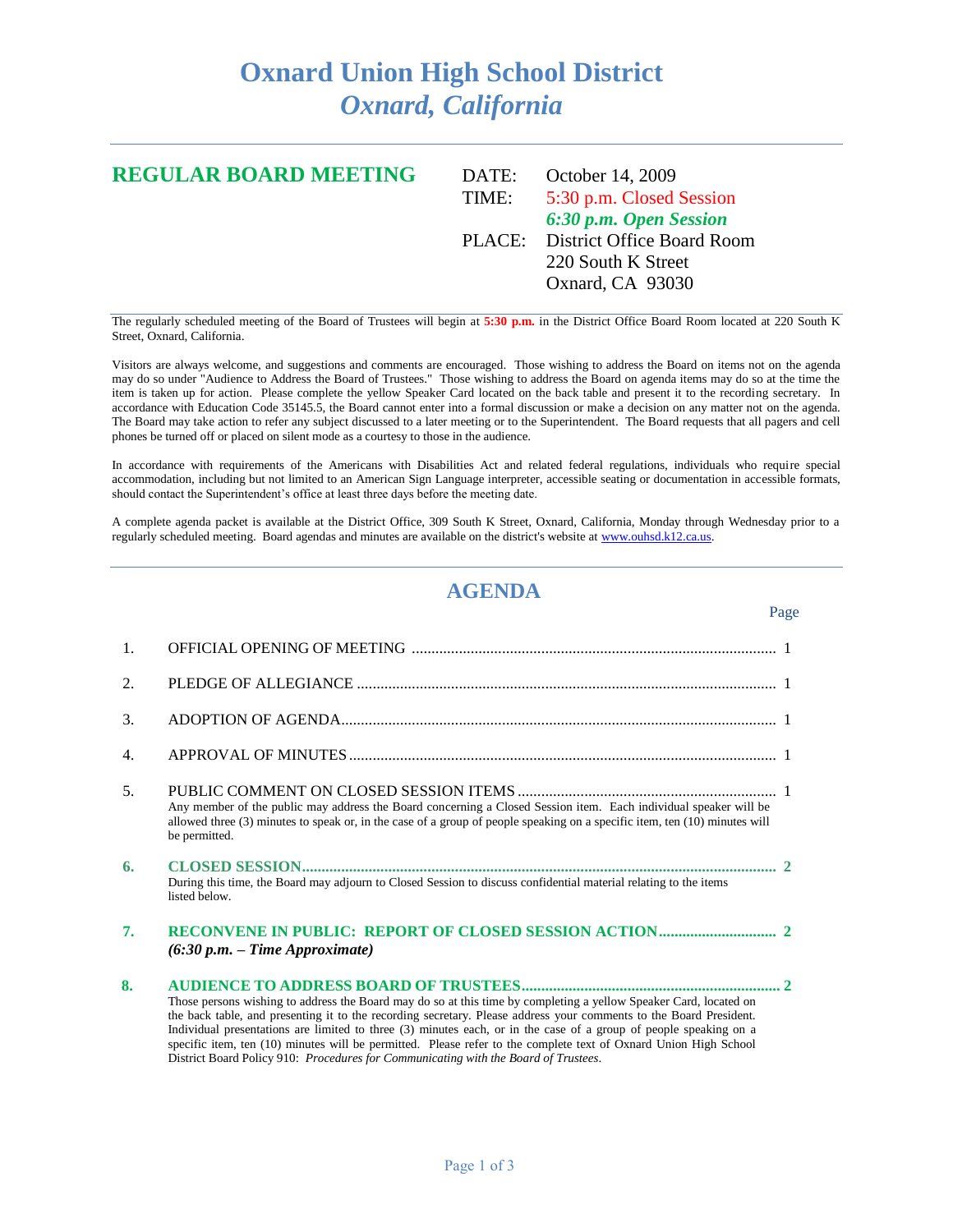# Oxnard Union High School District
## *Oxnard, California*

---

## REGULAR BOARD MEETING

DATE: October 14, 2009

TIME: 5:30 p.m. Closed Session

***6:30 p.m. Open Session***

PLACE: District Office Board Room
220 South K Street
Oxnard, CA 93030

---

The regularly scheduled meeting of the Board of Trustees will begin at **5:30 p.m.** in the District Office Board Room located at 220 South K Street, Oxnard, California.

Visitors are always welcome, and suggestions and comments are encouraged. Those wishing to address the Board on items not on the agenda may do so under "Audience to Address the Board of Trustees." Those wishing to address the Board on agenda items may do so at the time the item is taken up for action. Please complete the yellow Speaker Card located on the back table and present it to the recording secretary. In accordance with Education Code 35145.5, the Board cannot enter into a formal discussion or make a decision on any matter not on the agenda. The Board may take action to refer any subject discussed to a later meeting or to the Superintendent. The Board requests that all pagers and cell phones be turned off or placed on silent mode as a courtesy to those in the audience.

In accordance with requirements of the Americans with Disabilities Act and related federal regulations, individuals who require special accommodation, including but not limited to an American Sign Language interpreter, accessible seating or documentation in accessible formats, should contact the Superintendent's office at least three days before the meeting date.

A complete agenda packet is available at the District Office, 309 South K Street, Oxnard, California, Monday through Wednesday prior to a regularly scheduled meeting. Board agendas and minutes are available on the district's website at www.ouhsd.k12.ca.us.

---

## AGENDA

| | | Page |
|---|---|---|
| 1. | OFFICIAL OPENING OF MEETING | 1 |
| 2. | PLEDGE OF ALLEGIANCE | 1 |
| 3. | ADOPTION OF AGENDA | 1 |
| 4. | APPROVAL OF MINUTES | 1 |
| 5. | PUBLIC COMMENT ON CLOSED SESSION ITEMS<br>Any member of the public may address the Board concerning a Closed Session item. Each individual speaker will be allowed three (3) minutes to speak or, in the case of a group of people speaking on a specific item, ten (10) minutes will be permitted. | 1 |
| **6.** | **CLOSED SESSION**<br>During this time, the Board may adjourn to Closed Session to discuss confidential material relating to the items listed below. | **2** |
| **7.** | **RECONVENE IN PUBLIC: REPORT OF CLOSED SESSION ACTION**<br>***(6:30 p.m. – Time Approximate)*** | **2** |
| **8.** | **AUDIENCE TO ADDRESS BOARD OF TRUSTEES**<br>Those persons wishing to address the Board may do so at this time by completing a yellow Speaker Card, located on the back table, and presenting it to the recording secretary. Please address your comments to the Board President. Individual presentations are limited to three (3) minutes each, or in the case of a group of people speaking on a specific item, ten (10) minutes will be permitted. Please refer to the complete text of Oxnard Union High School District Board Policy 910: *Procedures for Communicating with the Board of Trustees*. | **2** |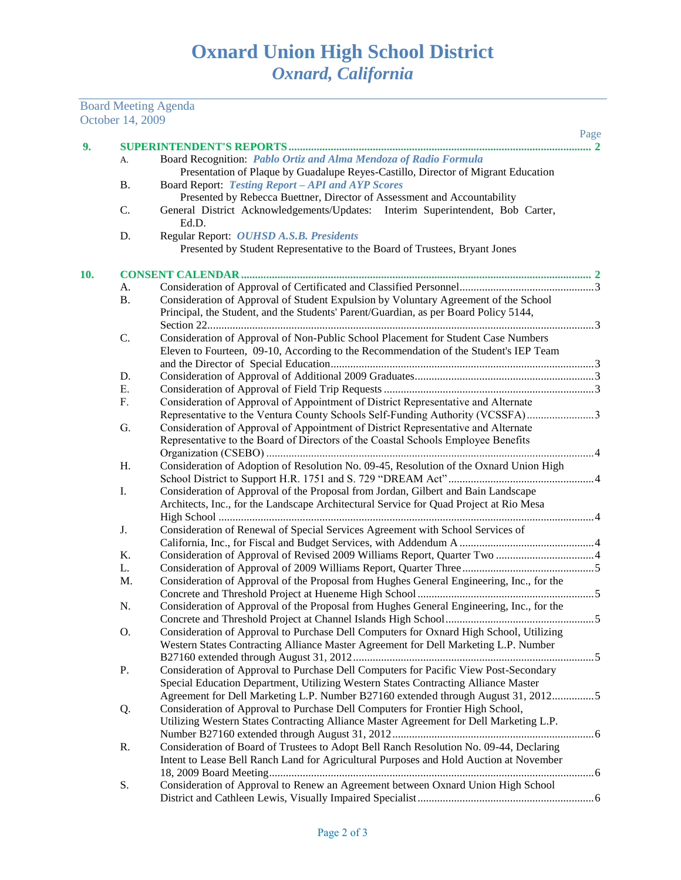# Oxnard Union High School District
## *Oxnard, California*

Board Meeting Agenda
October 14, 2009

Page

**9. SUPERINTENDENT'S REPORTS ........................................................ 2**

A. Board Recognition: ***Pablo Ortiz and Alma Mendoza of Radio Formula***
Presentation of Plaque by Guadalupe Reyes-Castillo, Director of Migrant Education

B. Board Report: ***Testing Report – API and AYP Scores***
Presented by Rebecca Buettner, Director of Assessment and Accountability

C. General District Acknowledgements/Updates: Interim Superintendent, Bob Carter, Ed.D.

D. Regular Report: ***OUHSD A.S.B. Presidents***
Presented by Student Representative to the Board of Trustees, Bryant Jones

**10. CONSENT CALENDAR ........................................................ 2**

A. Consideration of Approval of Certificated and Classified Personnel ........ 3

B. Consideration of Approval of Student Expulsion by Voluntary Agreement of the School Principal, the Student, and the Students' Parent/Guardian, as per Board Policy 5144, Section 22 ........ 3

C. Consideration of Approval of Non-Public School Placement for Student Case Numbers Eleven to Fourteen, 09-10, According to the Recommendation of the Student's IEP Team and the Director of Special Education ........ 3

D. Consideration of Approval of Additional 2009 Graduates ........ 3

E. Consideration of Approval of Field Trip Requests ........ 3

F. Consideration of Approval of Appointment of District Representative and Alternate Representative to the Ventura County Schools Self-Funding Authority (VCSSFA) ........ 3

G. Consideration of Approval of Appointment of District Representative and Alternate Representative to the Board of Directors of the Coastal Schools Employee Benefits Organization (CSEBO) ........ 4

H. Consideration of Adoption of Resolution No. 09-45, Resolution of the Oxnard Union High School District to Support H.R. 1751 and S. 729 "DREAM Act" ........ 4

I. Consideration of Approval of the Proposal from Jordan, Gilbert and Bain Landscape Architects, Inc., for the Landscape Architectural Service for Quad Project at Rio Mesa High School ........ 4

J. Consideration of Renewal of Special Services Agreement with School Services of California, Inc., for Fiscal and Budget Services, with Addendum A ........ 4

K. Consideration of Approval of Revised 2009 Williams Report, Quarter Two ........ 4

L. Consideration of Approval of 2009 Williams Report, Quarter Three ........ 5

M. Consideration of Approval of the Proposal from Hughes General Engineering, Inc., for the Concrete and Threshold Project at Hueneme High School ........ 5

N. Consideration of Approval of the Proposal from Hughes General Engineering, Inc., for the Concrete and Threshold Project at Channel Islands High School ........ 5

O. Consideration of Approval to Purchase Dell Computers for Oxnard High School, Utilizing Western States Contracting Alliance Master Agreement for Dell Marketing L.P. Number B27160 extended through August 31, 2012 ........ 5

P. Consideration of Approval to Purchase Dell Computers for Pacific View Post-Secondary Special Education Department, Utilizing Western States Contracting Alliance Master Agreement for Dell Marketing L.P. Number B27160 extended through August 31, 2012 ........ 5

Q. Consideration of Approval to Purchase Dell Computers for Frontier High School, Utilizing Western States Contracting Alliance Master Agreement for Dell Marketing L.P. Number B27160 extended through August 31, 2012 ........ 6

R. Consideration of Board of Trustees to Adopt Bell Ranch Resolution No. 09-44, Declaring Intent to Lease Bell Ranch Land for Agricultural Purposes and Hold Auction at November 18, 2009 Board Meeting ........ 6

S. Consideration of Approval to Renew an Agreement between Oxnard Union High School District and Cathleen Lewis, Visually Impaired Specialist ........ 6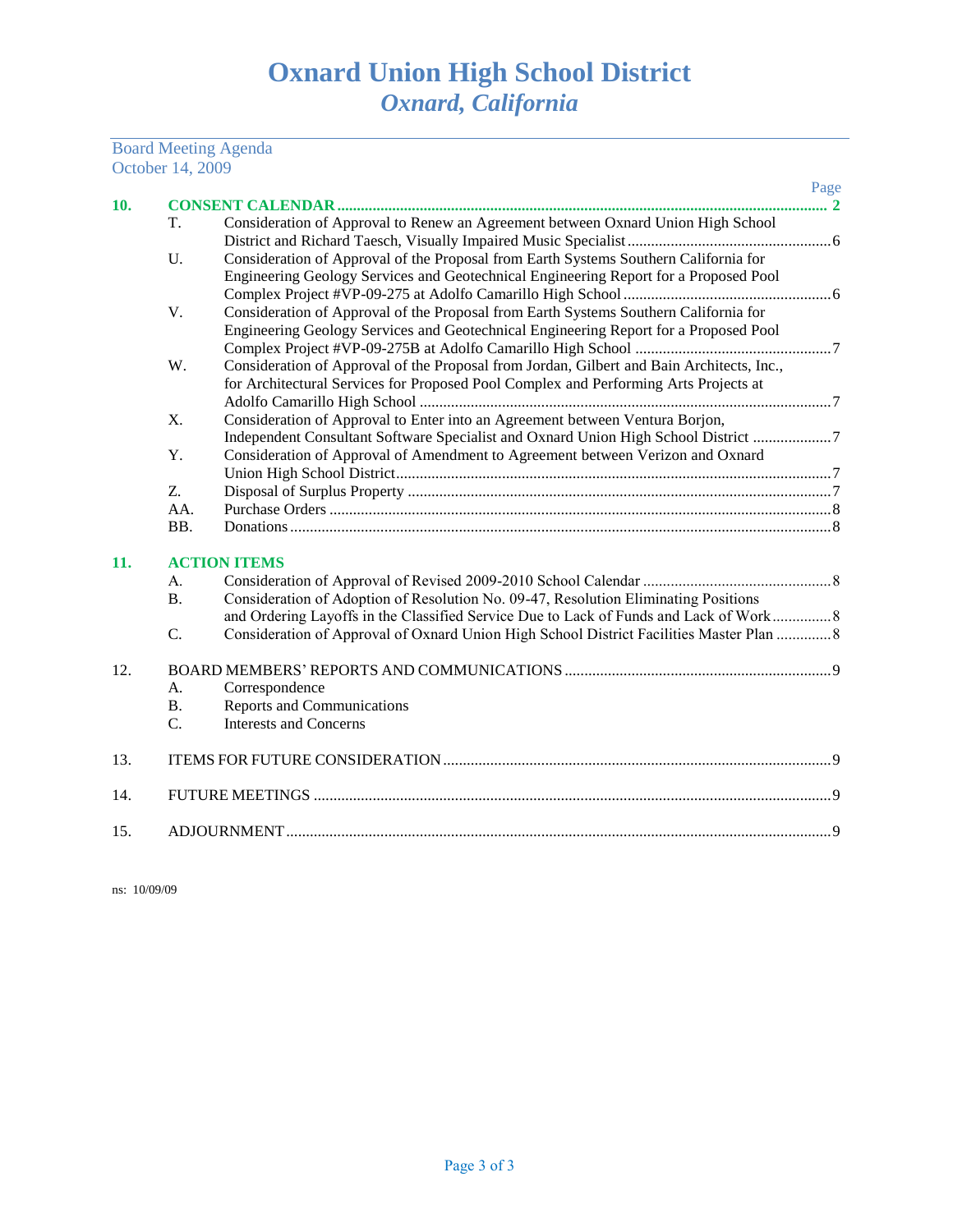# Oxnard Union High School District
## *Oxnard, California*

Board Meeting Agenda
October 14, 2009

Page

**10. CONSENT CALENDAR** ........ **2**

- T. Consideration of Approval to Renew an Agreement between Oxnard Union High School District and Richard Taesch, Visually Impaired Music Specialist ........ 6
- U. Consideration of Approval of the Proposal from Earth Systems Southern California for Engineering Geology Services and Geotechnical Engineering Report for a Proposed Pool Complex Project #VP-09-275 at Adolfo Camarillo High School ........ 6
- V. Consideration of Approval of the Proposal from Earth Systems Southern California for Engineering Geology Services and Geotechnical Engineering Report for a Proposed Pool Complex Project #VP-09-275B at Adolfo Camarillo High School ........ 7
- W. Consideration of Approval of the Proposal from Jordan, Gilbert and Bain Architects, Inc., for Architectural Services for Proposed Pool Complex and Performing Arts Projects at Adolfo Camarillo High School ........ 7
- X. Consideration of Approval to Enter into an Agreement between Ventura Borjon, Independent Consultant Software Specialist and Oxnard Union High School District ........ 7
- Y. Consideration of Approval of Amendment to Agreement between Verizon and Oxnard Union High School District ........ 7
- Z. Disposal of Surplus Property ........ 7
- AA. Purchase Orders ........ 8
- BB. Donations ........ 8

**11. ACTION ITEMS**

- A. Consideration of Approval of Revised 2009-2010 School Calendar ........ 8
- B. Consideration of Adoption of Resolution No. 09-47, Resolution Eliminating Positions and Ordering Layoffs in the Classified Service Due to Lack of Funds and Lack of Work ........ 8
- C. Consideration of Approval of Oxnard Union High School District Facilities Master Plan ........ 8

12. BOARD MEMBERS' REPORTS AND COMMUNICATIONS ........ 9

- A. Correspondence
- B. Reports and Communications
- C. Interests and Concerns

13. ITEMS FOR FUTURE CONSIDERATION ........ 9

14. FUTURE MEETINGS ........ 9

15. ADJOURNMENT ........ 9

ns: 10/09/09